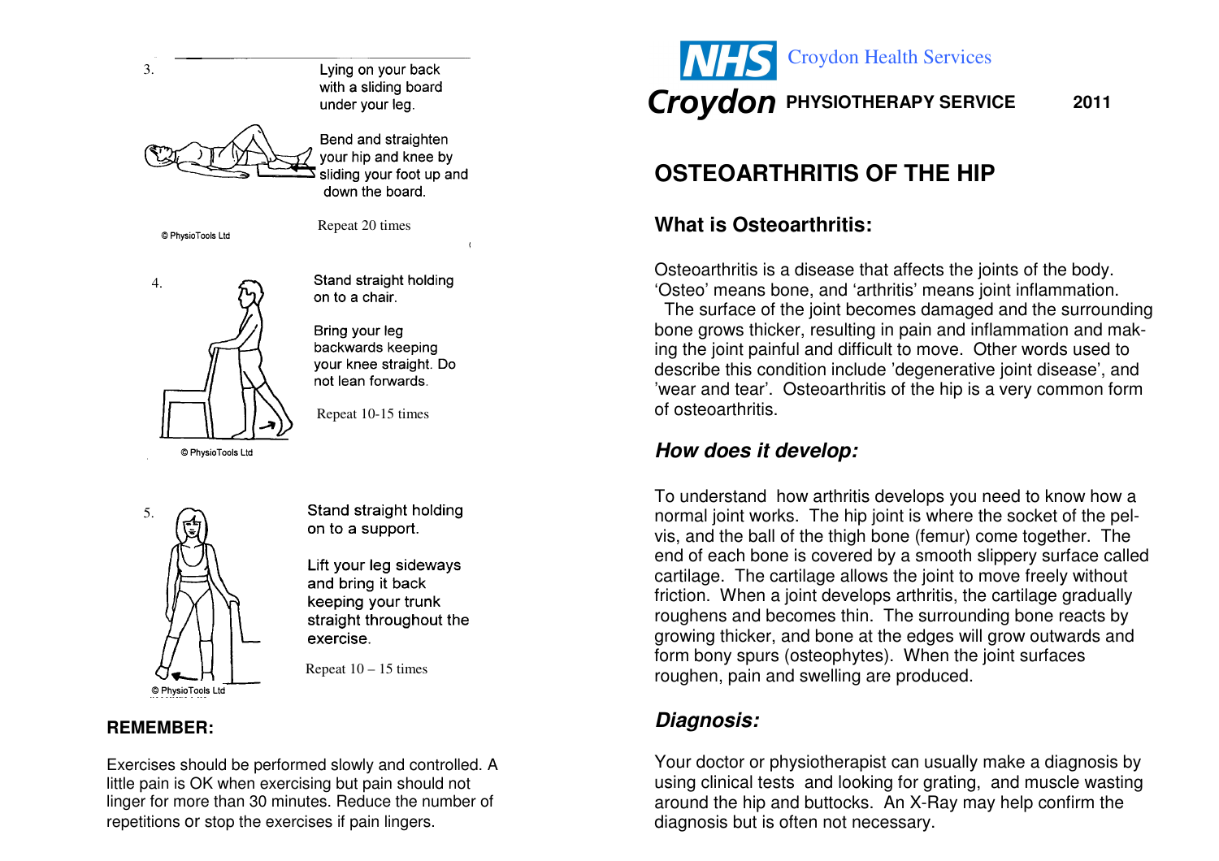3. Lying on your back with a sliding board under your leg.

Bend and straighten your hip and knee by sliding your foot up and down the board.

Repeat 20 times

© PhysioTools Ltd

4. Stand straight holding on to a chair.

Bring your leg backwards keeping your knee straight. Do not lean forwards.

Repeat 10-15 times

© PhysioTools Ltd

5. Stand straight holding on to a support.

Lift your leg sideways and bring it back keeping your trunk straight throughout the exercise.

Repeat 10 – 15 times

© PhysioTools Ltd

**REMEMBER:**

Exercises should be performed slowly and controlled. A little pain is OK when exercising but pain should not linger for more than 30 minutes. Reduce the number of repetitions or stop the exercises if pain lingers.

NHS Croydon Health Services

Croydon **PHYSIOTHERAPY SERVICE** **2011**

# OSTEOARTHRITIS OF THE HIP

## What is Osteoarthritis:

Osteoarthritis is a disease that affects the joints of the body. 'Osteo' means bone, and 'arthritis' means joint inflammation. The surface of the joint becomes damaged and the surrounding bone grows thicker, resulting in pain and inflammation and making the joint painful and difficult to move. Other words used to describe this condition include 'degenerative joint disease', and 'wear and tear'. Osteoarthritis of the hip is a very common form of osteoarthritis.

## *How does it develop:*

To understand how arthritis develops you need to know how a normal joint works. The hip joint is where the socket of the pelvis, and the ball of the thigh bone (femur) come together. The end of each bone is covered by a smooth slippery surface called cartilage. The cartilage allows the joint to move freely without friction. When a joint develops arthritis, the cartilage gradually roughens and becomes thin. The surrounding bone reacts by growing thicker, and bone at the edges will grow outwards and form bony spurs (osteophytes). When the joint surfaces roughen, pain and swelling are produced.

## *Diagnosis:*

Your doctor or physiotherapist can usually make a diagnosis by using clinical tests and looking for grating, and muscle wasting around the hip and buttocks. An X-Ray may help confirm the diagnosis but is often not necessary.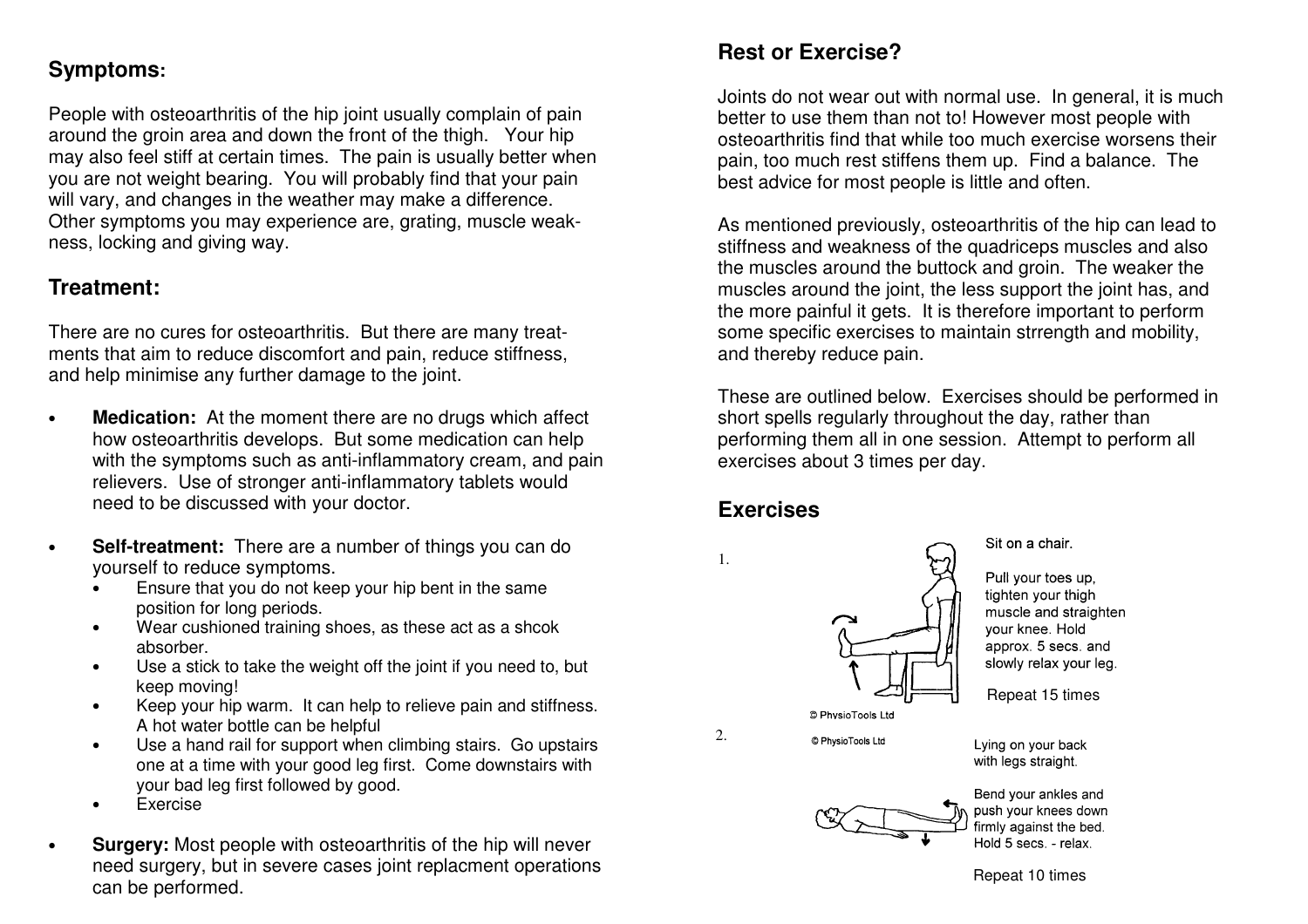## Symptoms:

People with osteoarthritis of the hip joint usually complain of pain around the groin area and down the front of the thigh. Your hip may also feel stiff at certain times. The pain is usually better when you are not weight bearing. You will probably find that your pain will vary, and changes in the weather may make a difference. Other symptoms you may experience are, grating, muscle weakness, locking and giving way.

## Treatment:

There are no cures for osteoarthritis. But there are many treatments that aim to reduce discomfort and pain, reduce stiffness, and help minimise any further damage to the joint.

- **Medication:** At the moment there are no drugs which affect how osteoarthritis develops. But some medication can help with the symptoms such as anti-inflammatory cream, and pain relievers. Use of stronger anti-inflammatory tablets would need to be discussed with your doctor.
- **Self-treatment:** There are a number of things you can do yourself to reduce symptoms.
  - Ensure that you do not keep your hip bent in the same position for long periods.
  - Wear cushioned training shoes, as these act as a shcok absorber.
  - Use a stick to take the weight off the joint if you need to, but keep moving!
  - Keep your hip warm. It can help to relieve pain and stiffness. A hot water bottle can be helpful
  - Use a hand rail for support when climbing stairs. Go upstairs one at a time with your good leg first. Come downstairs with your bad leg first followed by good.
  - Exercise
- **Surgery:** Most people with osteoarthritis of the hip will never need surgery, but in severe cases joint replacment operations can be performed.

## Rest or Exercise?

Joints do not wear out with normal use. In general, it is much better to use them than not to! However most people with osteoarthritis find that while too much exercise worsens their pain, too much rest stiffens them up. Find a balance. The best advice for most people is little and often.

As mentioned previously, osteoarthritis of the hip can lead to stiffness and weakness of the quadriceps muscles and also the muscles around the buttock and groin. The weaker the muscles around the joint, the less support the joint has, and the more painful it gets. It is therefore important to perform some specific exercises to maintain strrength and mobility, and thereby reduce pain.

These are outlined below. Exercises should be performed in short spells regularly throughout the day, rather than performing them all in one session. Attempt to perform all exercises about 3 times per day.

## Exercises

1.

© PhysioTools Ltd

Sit on a chair.

Pull your toes up, tighten your thigh muscle and straighten your knee. Hold approx. 5 secs. and slowly relax your leg.

Repeat 15 times

2.

© PhysioTools Ltd

Lying on your back with legs straight.

Bend your ankles and push your knees down firmly against the bed. Hold 5 secs. - relax.

Repeat 10 times